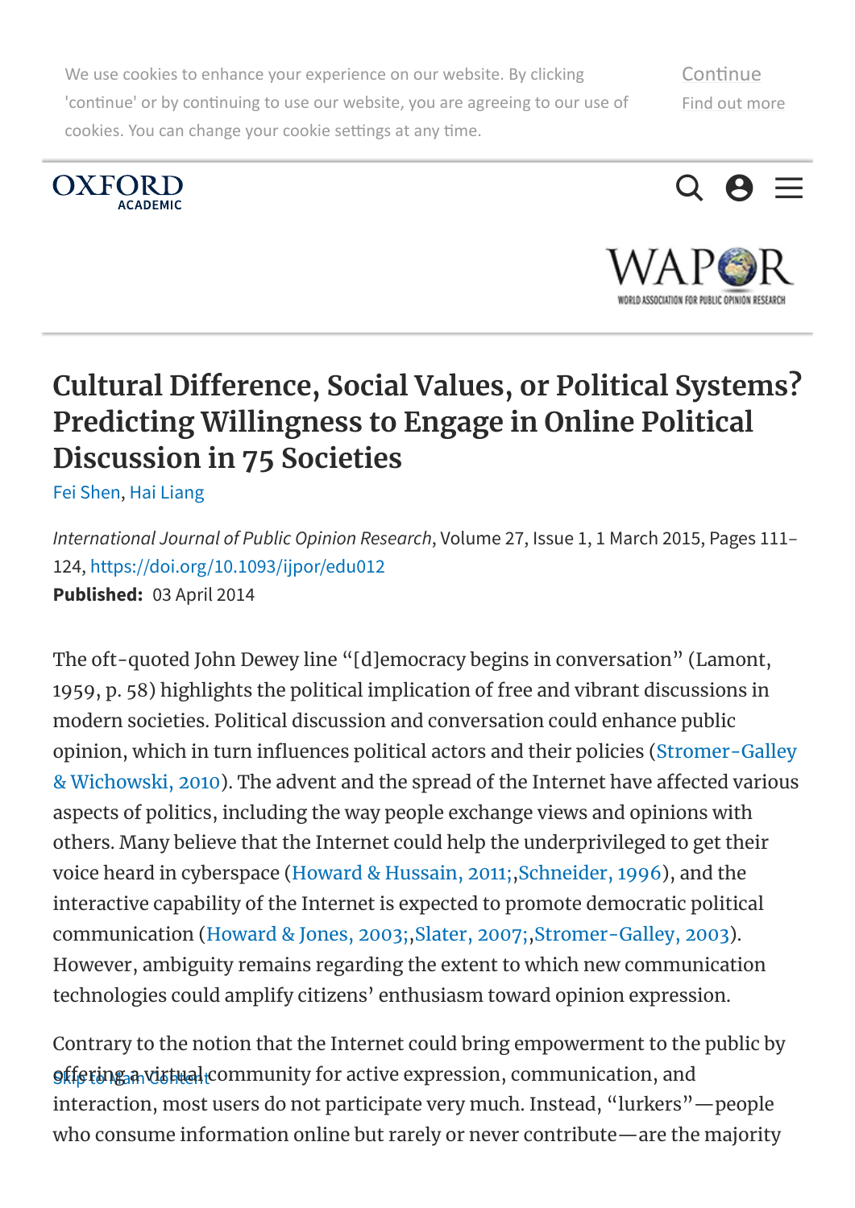# Cultural Difference, Social Values, or Political Systems? Predicting Willingness to Engage in Online Political Discussion in 75 Societies

Fei Shen, Hai Liang

*International Journal of Public Opinion Research*, Volume 27, Issue 1, 1 March 2015, Pages 111–124, https://doi.org/10.1093/ijpor/edu012

**Published:** 03 April 2014

The oft-quoted John Dewey line "[d]emocracy begins in conversation" (Lamont, 1959, p. 58) highlights the political implication of free and vibrant discussions in modern societies. Political discussion and conversation could enhance public opinion, which in turn influences political actors and their policies (Stromer-Galley & Wichowski, 2010). The advent and the spread of the Internet have affected various aspects of politics, including the way people exchange views and opinions with others. Many believe that the Internet could help the underprivileged to get their voice heard in cyberspace (Howard & Hussain, 2011;,Schneider, 1996), and the interactive capability of the Internet is expected to promote democratic political communication (Howard & Jones, 2003;,Slater, 2007;,Stromer-Galley, 2003). However, ambiguity remains regarding the extent to which new communication technologies could amplify citizens' enthusiasm toward opinion expression.

Contrary to the notion that the Internet could bring empowerment to the public by offering a virtual community for active expression, communication, and interaction, most users do not participate very much. Instead, "lurkers"—people who consume information online but rarely or never contribute—are the majority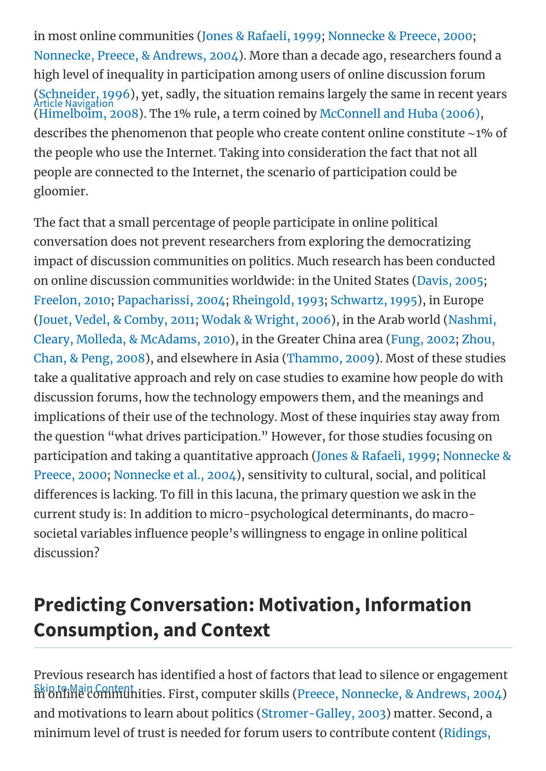in most online communities (Jones & Rafaeli, 1999; Nonnecke & Preece, 2000; Nonnecke, Preece, & Andrews, 2004). More than a decade ago, researchers found a high level of inequality in participation among users of online discussion forum (Schneider, 1996), yet, sadly, the situation remains largely the same in recent years (Himelboim, 2008). The 1% rule, a term coined by McConnell and Huba (2006), describes the phenomenon that people who create content online constitute ~1% of the people who use the Internet. Taking into consideration the fact that not all people are connected to the Internet, the scenario of participation could be gloomier.

The fact that a small percentage of people participate in online political conversation does not prevent researchers from exploring the democratizing impact of discussion communities on politics. Much research has been conducted on online discussion communities worldwide: in the United States (Davis, 2005; Freelon, 2010; Papacharissi, 2004; Rheingold, 1993; Schwartz, 1995), in Europe (Jouet, Vedel, & Comby, 2011; Wodak & Wright, 2006), in the Arab world (Nashmi, Cleary, Molleda, & McAdams, 2010), in the Greater China area (Fung, 2002; Zhou, Chan, & Peng, 2008), and elsewhere in Asia (Thammo, 2009). Most of these studies take a qualitative approach and rely on case studies to examine how people do with discussion forums, how the technology empowers them, and the meanings and implications of their use of the technology. Most of these inquiries stay away from the question "what drives participation." However, for those studies focusing on participation and taking a quantitative approach (Jones & Rafaeli, 1999; Nonnecke & Preece, 2000; Nonnecke et al., 2004), sensitivity to cultural, social, and political differences is lacking. To fill in this lacuna, the primary question we ask in the current study is: In addition to micro-psychological determinants, do macro-societal variables influence people's willingness to engage in online political discussion?

## Predicting Conversation: Motivation, Information Consumption, and Context

Previous research has identified a host of factors that lead to silence or engagement in online communities. First, computer skills (Preece, Nonnecke, & Andrews, 2004) and motivations to learn about politics (Stromer-Galley, 2003) matter. Second, a minimum level of trust is needed for forum users to contribute content (Ridings,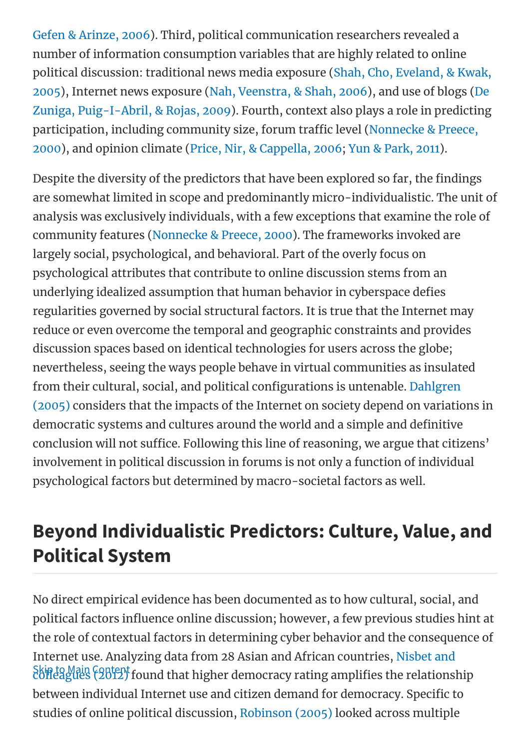Gefen & Arinze, 2006). Third, political communication researchers revealed a number of information consumption variables that are highly related to online political discussion: traditional news media exposure (Shah, Cho, Eveland, & Kwak, 2005), Internet news exposure (Nah, Veenstra, & Shah, 2006), and use of blogs (De Zuniga, Puig-I-Abril, & Rojas, 2009). Fourth, context also plays a role in predicting participation, including community size, forum traffic level (Nonnecke & Preece, 2000), and opinion climate (Price, Nir, & Cappella, 2006; Yun & Park, 2011).

Despite the diversity of the predictors that have been explored so far, the findings are somewhat limited in scope and predominantly micro-individualistic. The unit of analysis was exclusively individuals, with a few exceptions that examine the role of community features (Nonnecke & Preece, 2000). The frameworks invoked are largely social, psychological, and behavioral. Part of the overly focus on psychological attributes that contribute to online discussion stems from an underlying idealized assumption that human behavior in cyberspace defies regularities governed by social structural factors. It is true that the Internet may reduce or even overcome the temporal and geographic constraints and provides discussion spaces based on identical technologies for users across the globe; nevertheless, seeing the ways people behave in virtual communities as insulated from their cultural, social, and political configurations is untenable. Dahlgren (2005) considers that the impacts of the Internet on society depend on variations in democratic systems and cultures around the world and a simple and definitive conclusion will not suffice. Following this line of reasoning, we argue that citizens' involvement in political discussion in forums is not only a function of individual psychological factors but determined by macro-societal factors as well.

## Beyond Individualistic Predictors: Culture, Value, and Political System

No direct empirical evidence has been documented as to how cultural, social, and political factors influence online discussion; however, a few previous studies hint at the role of contextual factors in determining cyber behavior and the consequence of Internet use. Analyzing data from 28 Asian and African countries, Nisbet and colleagues (2012) found that higher democracy rating amplifies the relationship between individual Internet use and citizen demand for democracy. Specific to studies of online political discussion, Robinson (2005) looked across multiple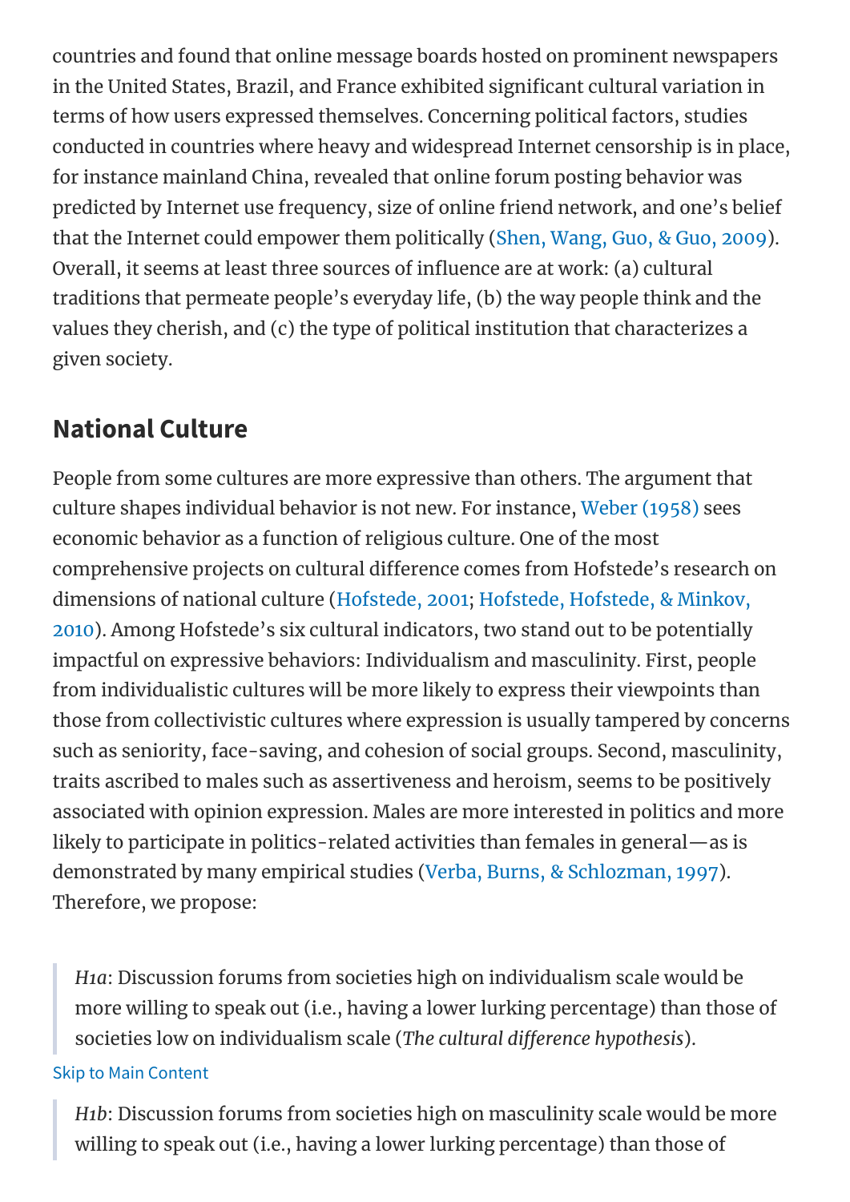countries and found that online message boards hosted on prominent newspapers in the United States, Brazil, and France exhibited significant cultural variation in terms of how users expressed themselves. Concerning political factors, studies conducted in countries where heavy and widespread Internet censorship is in place, for instance mainland China, revealed that online forum posting behavior was predicted by Internet use frequency, size of online friend network, and one's belief that the Internet could empower them politically (Shen, Wang, Guo, & Guo, 2009). Overall, it seems at least three sources of influence are at work: (a) cultural traditions that permeate people's everyday life, (b) the way people think and the values they cherish, and (c) the type of political institution that characterizes a given society.

## National Culture

People from some cultures are more expressive than others. The argument that culture shapes individual behavior is not new. For instance, Weber (1958) sees economic behavior as a function of religious culture. One of the most comprehensive projects on cultural difference comes from Hofstede's research on dimensions of national culture (Hofstede, 2001; Hofstede, Hofstede, & Minkov, 2010). Among Hofstede's six cultural indicators, two stand out to be potentially impactful on expressive behaviors: Individualism and masculinity. First, people from individualistic cultures will be more likely to express their viewpoints than those from collectivistic cultures where expression is usually tampered by concerns such as seniority, face-saving, and cohesion of social groups. Second, masculinity, traits ascribed to males such as assertiveness and heroism, seems to be positively associated with opinion expression. Males are more interested in politics and more likely to participate in politics-related activities than females in general—as is demonstrated by many empirical studies (Verba, Burns, & Schlozman, 1997). Therefore, we propose:

> *H1a*: Discussion forums from societies high on individualism scale would be more willing to speak out (i.e., having a lower lurking percentage) than those of societies low on individualism scale (*The cultural difference hypothesis*).

> *H1b*: Discussion forums from societies high on masculinity scale would be more willing to speak out (i.e., having a lower lurking percentage) than those of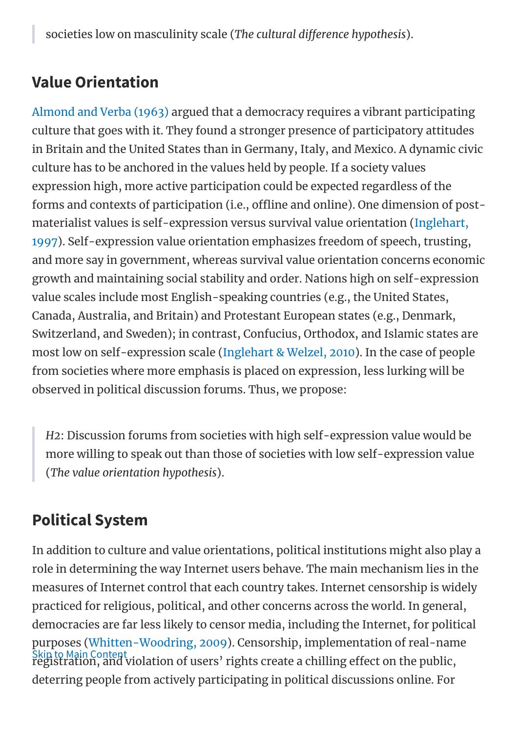> societies low on masculinity scale (*The cultural difference hypothesis*).

## Value Orientation

Almond and Verba (1963) argued that a democracy requires a vibrant participating culture that goes with it. They found a stronger presence of participatory attitudes in Britain and the United States than in Germany, Italy, and Mexico. A dynamic civic culture has to be anchored in the values held by people. If a society values expression high, more active participation could be expected regardless of the forms and contexts of participation (i.e., offline and online). One dimension of post-materialist values is self-expression versus survival value orientation (Inglehart, 1997). Self-expression value orientation emphasizes freedom of speech, trusting, and more say in government, whereas survival value orientation concerns economic growth and maintaining social stability and order. Nations high on self-expression value scales include most English-speaking countries (e.g., the United States, Canada, Australia, and Britain) and Protestant European states (e.g., Denmark, Switzerland, and Sweden); in contrast, Confucius, Orthodox, and Islamic states are most low on self-expression scale (Inglehart & Welzel, 2010). In the case of people from societies where more emphasis is placed on expression, less lurking will be observed in political discussion forums. Thus, we propose:

> *H2*: Discussion forums from societies with high self-expression value would be more willing to speak out than those of societies with low self-expression value (*The value orientation hypothesis*).

## Political System

In addition to culture and value orientations, political institutions might also play a role in determining the way Internet users behave. The main mechanism lies in the measures of Internet control that each country takes. Internet censorship is widely practiced for religious, political, and other concerns across the world. In general, democracies are far less likely to censor media, including the Internet, for political purposes (Whitten-Woodring, 2009). Censorship, implementation of real-name registration, and violation of users' rights create a chilling effect on the public, deterring people from actively participating in political discussions online. For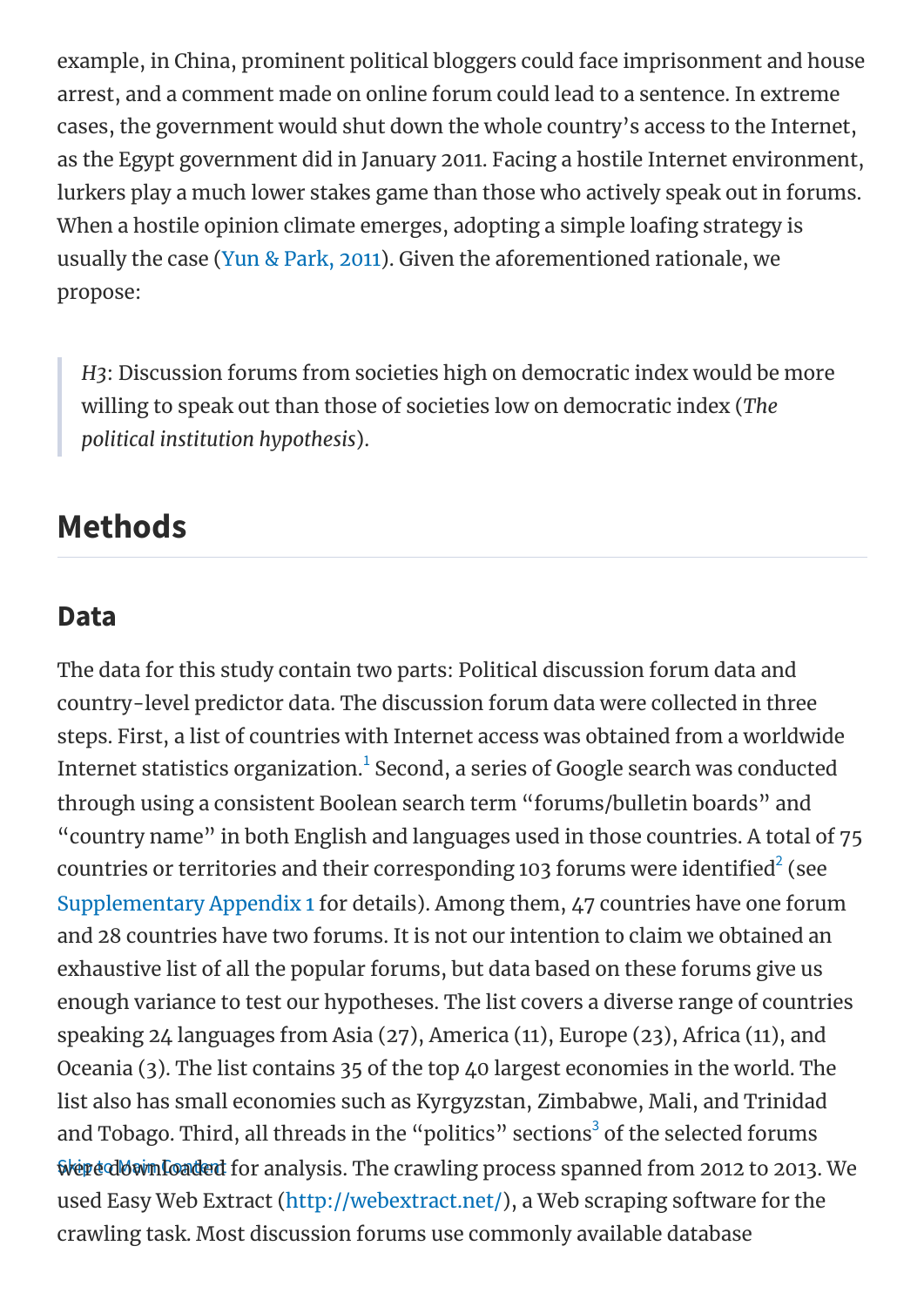example, in China, prominent political bloggers could face imprisonment and house arrest, and a comment made on online forum could lead to a sentence. In extreme cases, the government would shut down the whole country's access to the Internet, as the Egypt government did in January 2011. Facing a hostile Internet environment, lurkers play a much lower stakes game than those who actively speak out in forums. When a hostile opinion climate emerges, adopting a simple loafing strategy is usually the case (Yun & Park, 2011). Given the aforementioned rationale, we propose:

> *H3*: Discussion forums from societies high on democratic index would be more willing to speak out than those of societies low on democratic index (*The political institution hypothesis*).

## Methods

### Data

The data for this study contain two parts: Political discussion forum data and country-level predictor data. The discussion forum data were collected in three steps. First, a list of countries with Internet access was obtained from a worldwide Internet statistics organization.[1] Second, a series of Google search was conducted through using a consistent Boolean search term "forums/bulletin boards" and "country name" in both English and languages used in those countries. A total of 75 countries or territories and their corresponding 103 forums were identified[2] (see Supplementary Appendix 1 for details). Among them, 47 countries have one forum and 28 countries have two forums. It is not our intention to claim we obtained an exhaustive list of all the popular forums, but data based on these forums give us enough variance to test our hypotheses. The list covers a diverse range of countries speaking 24 languages from Asia (27), America (11), Europe (23), Africa (11), and Oceania (3). The list contains 35 of the top 40 largest economies in the world. The list also has small economies such as Kyrgyzstan, Zimbabwe, Mali, and Trinidad and Tobago. Third, all threads in the "politics" sections[3] of the selected forums were downloaded for analysis. The crawling process spanned from 2012 to 2013. We used Easy Web Extract (http://webextract.net/), a Web scraping software for the crawling task. Most discussion forums use commonly available database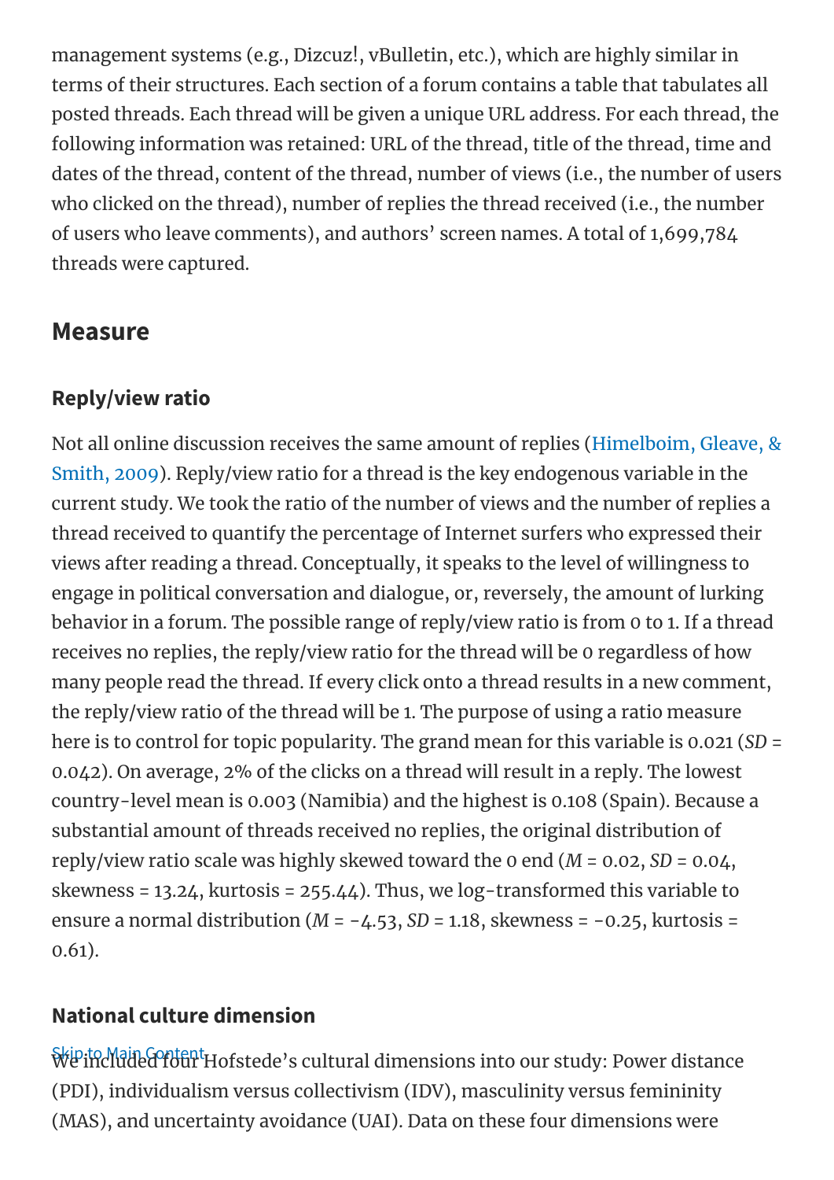management systems (e.g., Dizcuz!, vBulletin, etc.), which are highly similar in terms of their structures. Each section of a forum contains a table that tabulates all posted threads. Each thread will be given a unique URL address. For each thread, the following information was retained: URL of the thread, title of the thread, time and dates of the thread, content of the thread, number of views (i.e., the number of users who clicked on the thread), number of replies the thread received (i.e., the number of users who leave comments), and authors' screen names. A total of 1,699,784 threads were captured.

## Measure

### Reply/view ratio

Not all online discussion receives the same amount of replies (Himelboim, Gleave, & Smith, 2009). Reply/view ratio for a thread is the key endogenous variable in the current study. We took the ratio of the number of views and the number of replies a thread received to quantify the percentage of Internet surfers who expressed their views after reading a thread. Conceptually, it speaks to the level of willingness to engage in political conversation and dialogue, or, reversely, the amount of lurking behavior in a forum. The possible range of reply/view ratio is from 0 to 1. If a thread receives no replies, the reply/view ratio for the thread will be 0 regardless of how many people read the thread. If every click onto a thread results in a new comment, the reply/view ratio of the thread will be 1. The purpose of using a ratio measure here is to control for topic popularity. The grand mean for this variable is 0.021 (*SD* = 0.042). On average, 2% of the clicks on a thread will result in a reply. The lowest country-level mean is 0.003 (Namibia) and the highest is 0.108 (Spain). Because a substantial amount of threads received no replies, the original distribution of reply/view ratio scale was highly skewed toward the 0 end (*M* = 0.02, *SD* = 0.04, skewness = 13.24, kurtosis = 255.44). Thus, we log-transformed this variable to ensure a normal distribution (*M* = -4.53, *SD* = 1.18, skewness = -0.25, kurtosis = 0.61).

### National culture dimension

We included four Hofstede's cultural dimensions into our study: Power distance (PDI), individualism versus collectivism (IDV), masculinity versus femininity (MAS), and uncertainty avoidance (UAI). Data on these four dimensions were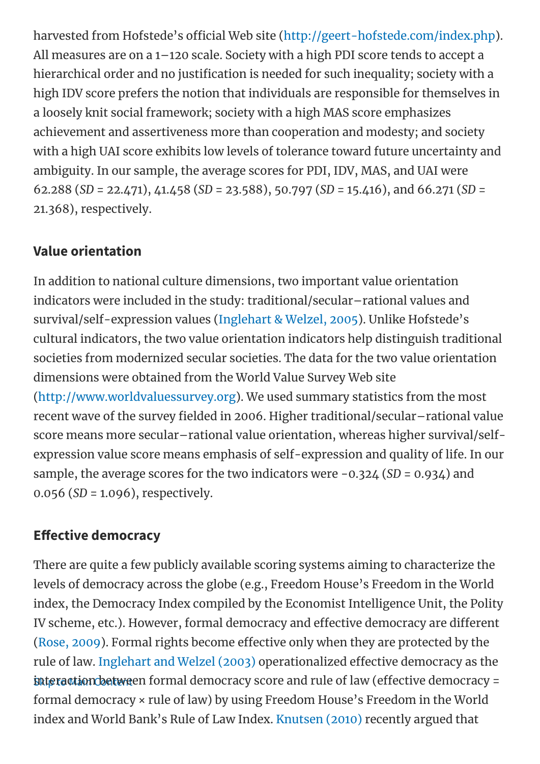harvested from Hofstede's official Web site (http://geert-hofstede.com/index.php). All measures are on a 1–120 scale. Society with a high PDI score tends to accept a hierarchical order and no justification is needed for such inequality; society with a high IDV score prefers the notion that individuals are responsible for themselves in a loosely knit social framework; society with a high MAS score emphasizes achievement and assertiveness more than cooperation and modesty; and society with a high UAI score exhibits low levels of tolerance toward future uncertainty and ambiguity. In our sample, the average scores for PDI, IDV, MAS, and UAI were 62.288 (*SD* = 22.471), 41.458 (*SD* = 23.588), 50.797 (*SD* = 15.416), and 66.271 (*SD* = 21.368), respectively.

## Value orientation

In addition to national culture dimensions, two important value orientation indicators were included in the study: traditional/secular–rational values and survival/self-expression values (Inglehart & Welzel, 2005). Unlike Hofstede's cultural indicators, the two value orientation indicators help distinguish traditional societies from modernized secular societies. The data for the two value orientation dimensions were obtained from the World Value Survey Web site (http://www.worldvaluessurvey.org). We used summary statistics from the most recent wave of the survey fielded in 2006. Higher traditional/secular–rational value score means more secular–rational value orientation, whereas higher survival/self-expression value score means emphasis of self-expression and quality of life. In our sample, the average scores for the two indicators were -0.324 (*SD* = 0.934) and 0.056 (*SD* = 1.096), respectively.

## Effective democracy

There are quite a few publicly available scoring systems aiming to characterize the levels of democracy across the globe (e.g., Freedom House's Freedom in the World index, the Democracy Index compiled by the Economist Intelligence Unit, the Polity IV scheme, etc.). However, formal democracy and effective democracy are different (Rose, 2009). Formal rights become effective only when they are protected by the rule of law. Inglehart and Welzel (2003) operationalized effective democracy as the interaction between formal democracy score and rule of law (effective democracy = formal democracy × rule of law) by using Freedom House's Freedom in the World index and World Bank's Rule of Law Index. Knutsen (2010) recently argued that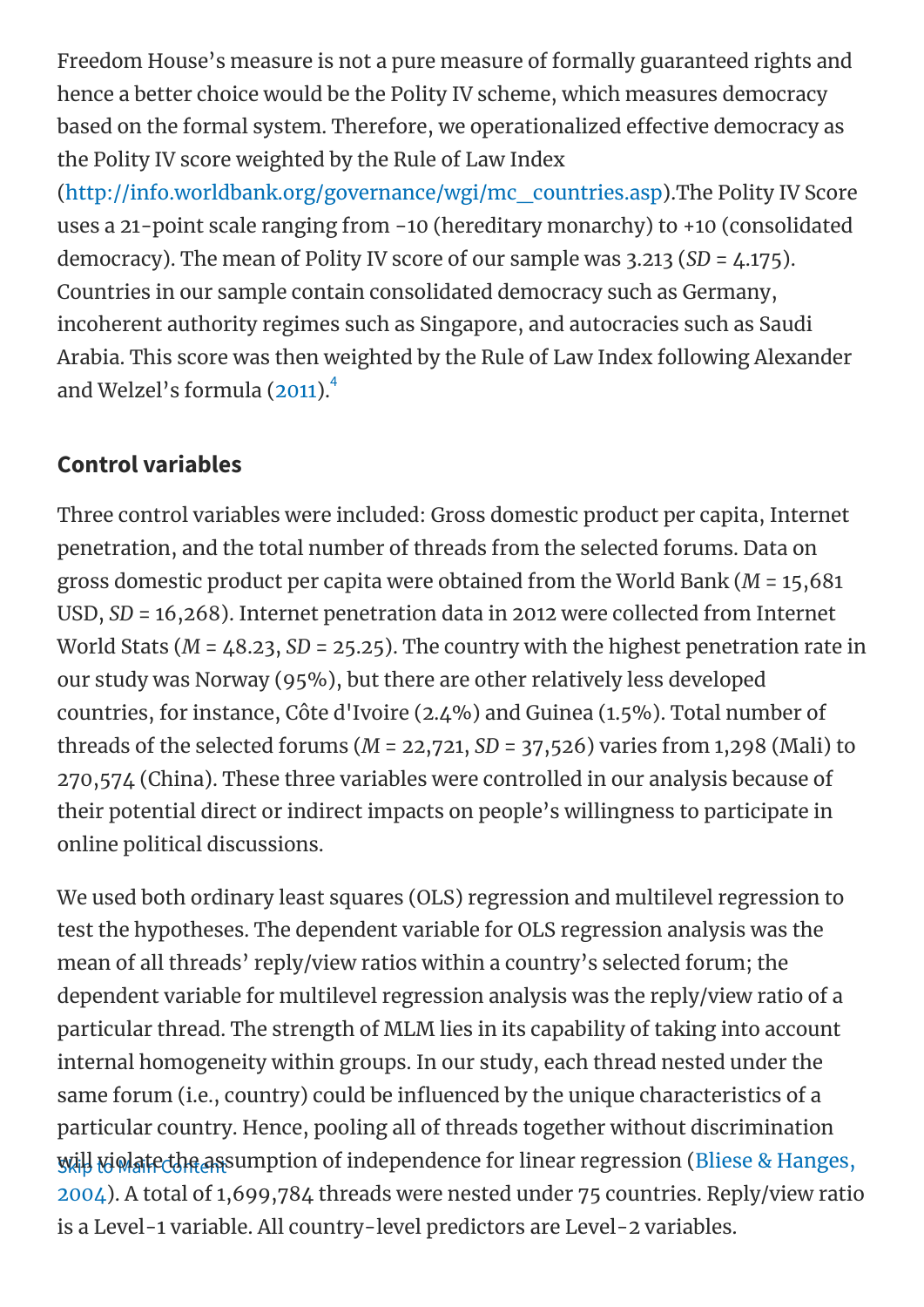Freedom House's measure is not a pure measure of formally guaranteed rights and hence a better choice would be the Polity IV scheme, which measures democracy based on the formal system. Therefore, we operationalized effective democracy as the Polity IV score weighted by the Rule of Law Index (http://info.worldbank.org/governance/wgi/mc_countries.asp).The Polity IV Score uses a 21-point scale ranging from -10 (hereditary monarchy) to +10 (consolidated democracy). The mean of Polity IV score of our sample was 3.213 (*SD* = 4.175). Countries in our sample contain consolidated democracy such as Germany, incoherent authority regimes such as Singapore, and autocracies such as Saudi Arabia. This score was then weighted by the Rule of Law Index following Alexander and Welzel's formula (2011).[4]

## Control variables

Three control variables were included: Gross domestic product per capita, Internet penetration, and the total number of threads from the selected forums. Data on gross domestic product per capita were obtained from the World Bank (*M* = 15,681 USD, *SD* = 16,268). Internet penetration data in 2012 were collected from Internet World Stats (*M* = 48.23, *SD* = 25.25). The country with the highest penetration rate in our study was Norway (95%), but there are other relatively less developed countries, for instance, Côte d'Ivoire (2.4%) and Guinea (1.5%). Total number of threads of the selected forums (*M* = 22,721, *SD* = 37,526) varies from 1,298 (Mali) to 270,574 (China). These three variables were controlled in our analysis because of their potential direct or indirect impacts on people's willingness to participate in online political discussions.

We used both ordinary least squares (OLS) regression and multilevel regression to test the hypotheses. The dependent variable for OLS regression analysis was the mean of all threads' reply/view ratios within a country's selected forum; the dependent variable for multilevel regression analysis was the reply/view ratio of a particular thread. The strength of MLM lies in its capability of taking into account internal homogeneity within groups. In our study, each thread nested under the same forum (i.e., country) could be influenced by the unique characteristics of a particular country. Hence, pooling all of threads together without discrimination will violate the assumption of independence for linear regression (Bliese & Hanges, 2004). A total of 1,699,784 threads were nested under 75 countries. Reply/view ratio is a Level-1 variable. All country-level predictors are Level-2 variables.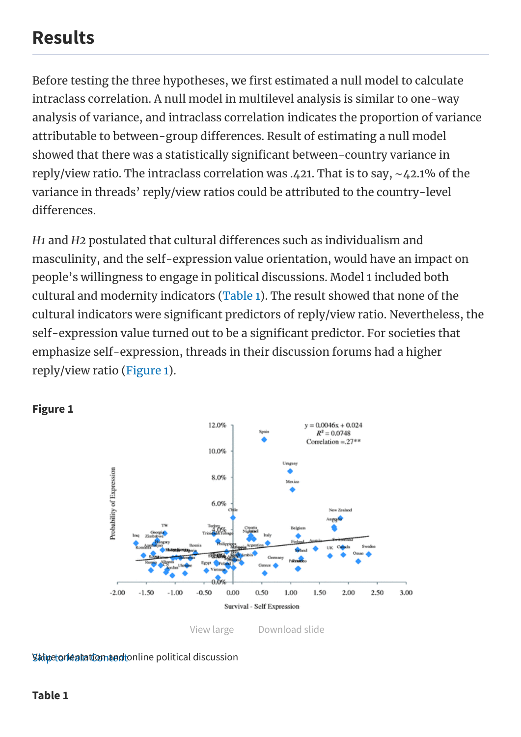## Results

Before testing the three hypotheses, we first estimated a null model to calculate intraclass correlation. A null model in multilevel analysis is similar to one-way analysis of variance, and intraclass correlation indicates the proportion of variance attributable to between-group differences. Result of estimating a null model showed that there was a statistically significant between-country variance in reply/view ratio. The intraclass correlation was .421. That is to say, ~42.1% of the variance in threads' reply/view ratios could be attributed to the country-level differences.

*H1* and *H2* postulated that cultural differences such as individualism and masculinity, and the self-expression value orientation, would have an impact on people's willingness to engage in political discussions. Model 1 included both cultural and modernity indicators (Table 1). The result showed that none of the cultural indicators were significant predictors of reply/view ratio. Nevertheless, the self-expression value turned out to be a significant predictor. For societies that emphasize self-expression, threads in their discussion forums had a higher reply/view ratio (Figure 1).

**Figure 1**

View large Download slide

Value orientation and online political discussion

**Table 1**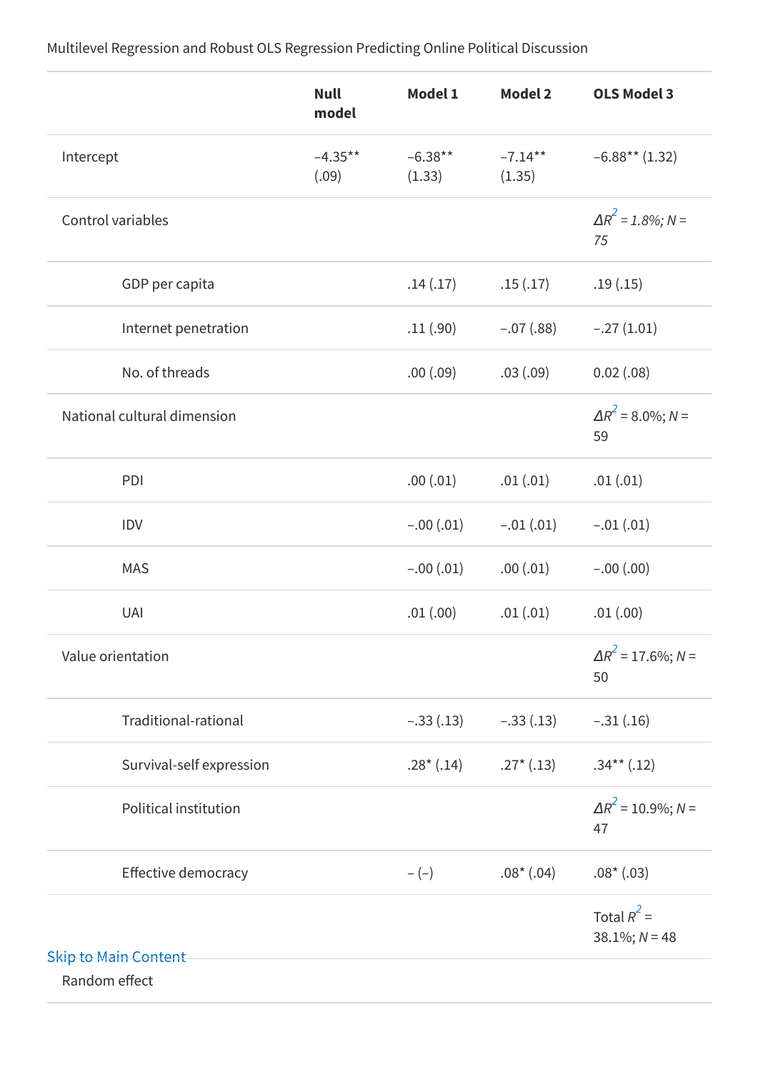Multilevel Regression and Robust OLS Regression Predicting Online Political Discussion

| | Null model | Model 1 | Model 2 | OLS Model 3 |
|---|---|---|---|---|
| Intercept | −4.35** (.09) | −6.38** (1.33) | −7.14** (1.35) | −6.88** (1.32) |
| Control variables | | | | *$\Delta R^2$ = 1.8%; N = 75* |
| GDP per capita | | .14 (.17) | .15 (.17) | .19 (.15) |
| Internet penetration | | .11 (.90) | −.07 (.88) | −.27 (1.01) |
| No. of threads | | .00 (.09) | .03 (.09) | 0.02 (.08) |
| National cultural dimension | | | | $\Delta R^2$ = 8.0%; *N* = 59 |
| PDI | | .00 (.01) | .01 (.01) | .01 (.01) |
| IDV | | −.00 (.01) | −.01 (.01) | −.01 (.01) |
| MAS | | −.00 (.01) | .00 (.01) | −.00 (.00) |
| UAI | | .01 (.00) | .01 (.01) | .01 (.00) |
| Value orientation | | | | $\Delta R^2$ = 17.6%; *N* = 50 |
| Traditional-rational | | −.33 (.13) | −.33 (.13) | −.31 (.16) |
| Survival-self expression | | .28* (.14) | .27* (.13) | .34** (.12) |
| Political institution | | | | $\Delta R^2$ = 10.9%; *N* = 47 |
| Effective democracy | | – (–) | .08* (.04) | .08* (.03) |
| | | | | Total $R^2$ = 38.1%; *N* = 48 |
| Random effect | | | | |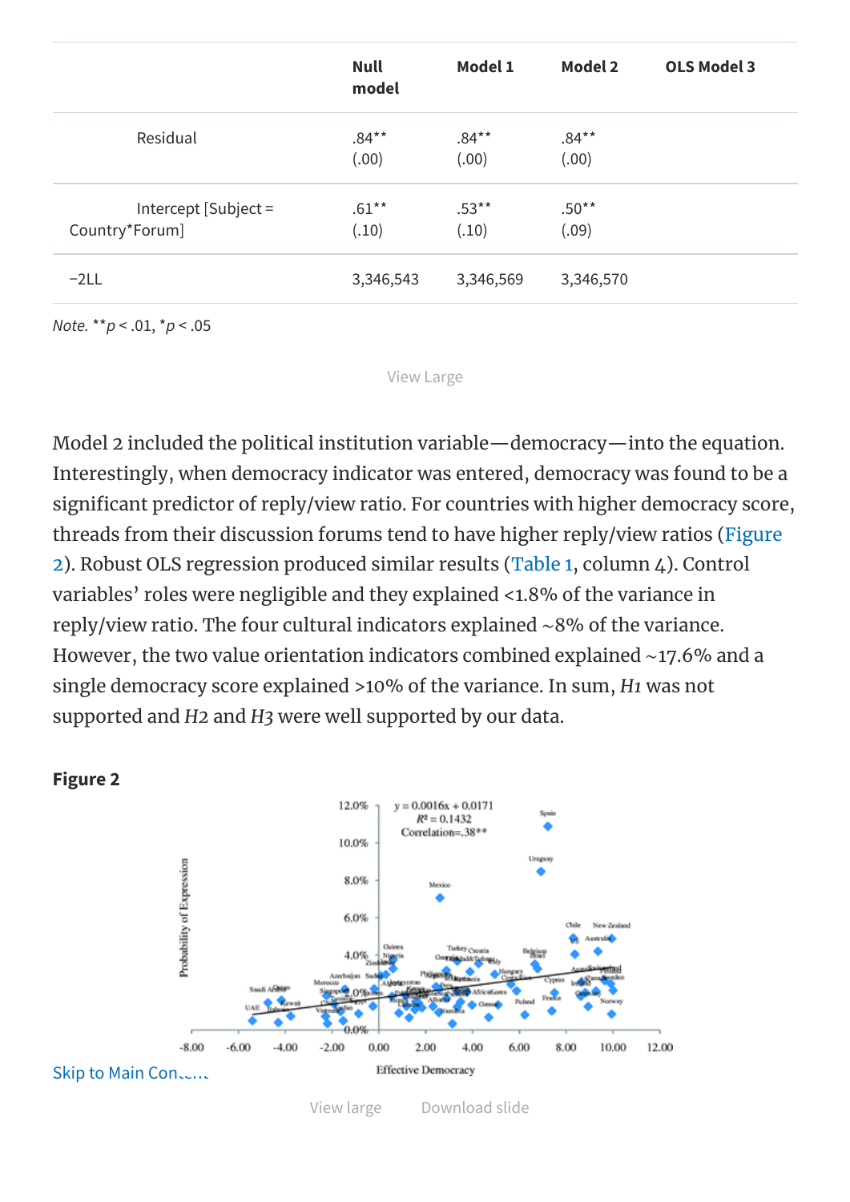| | Null model | Model 1 | Model 2 | OLS Model 3 |
|---|---|---|---|---|
| Residual | .84** (.00) | .84** (.00) | .84** (.00) | |
| Intercept [Subject = Country*Forum] | .61** (.10) | .53** (.10) | .50** (.09) | |
| −2LL | 3,346,543 | 3,346,569 | 3,346,570 | |

*Note.* ***p* < .01, **p* < .05

View Large

Model 2 included the political institution variable—democracy—into the equation. Interestingly, when democracy indicator was entered, democracy was found to be a significant predictor of reply/view ratio. For countries with higher democracy score, threads from their discussion forums tend to have higher reply/view ratios (Figure 2). Robust OLS regression produced similar results (Table 1, column 4). Control variables' roles were negligible and they explained <1.8% of the variance in reply/view ratio. The four cultural indicators explained ~8% of the variance. However, the two value orientation indicators combined explained ~17.6% and a single democracy score explained >10% of the variance. In sum, *H1* was not supported and *H2* and *H3* were well supported by our data.

**Figure 2**

View large    Download slide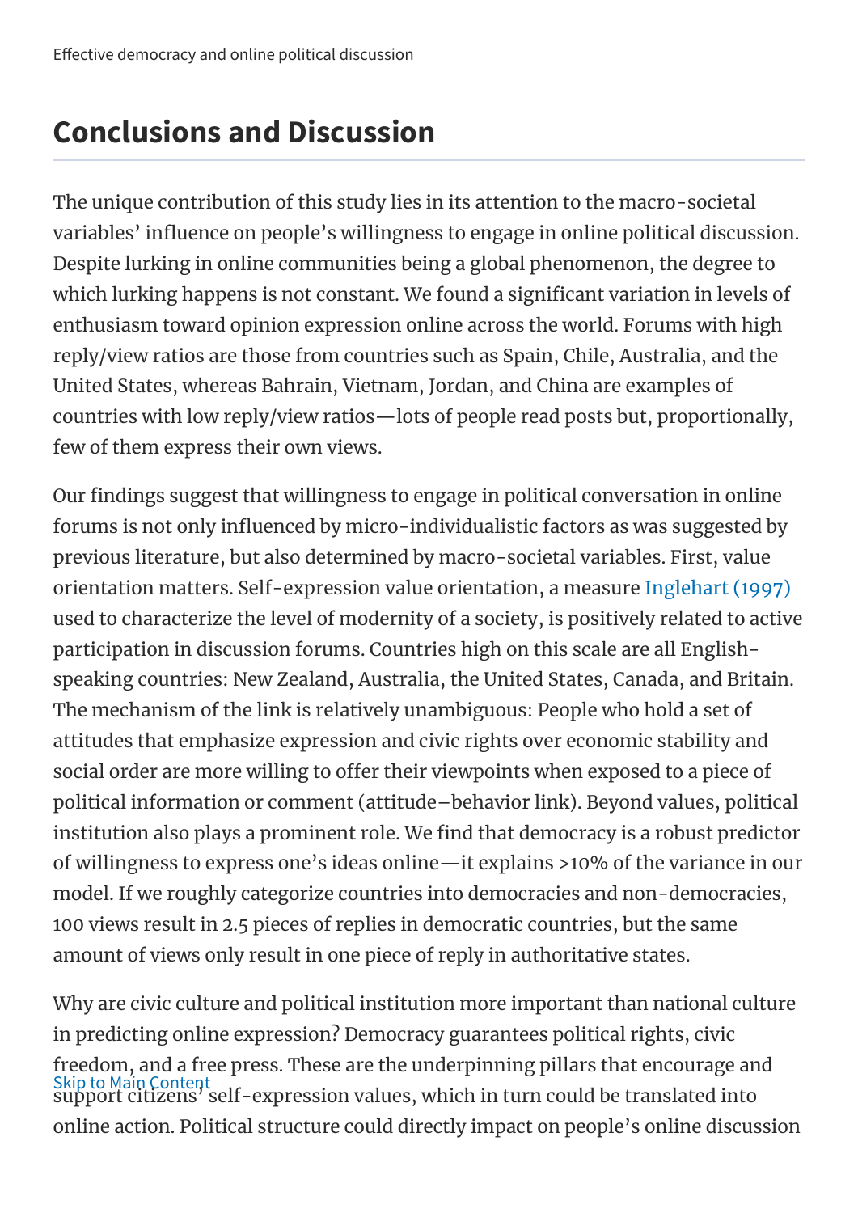## Conclusions and Discussion

The unique contribution of this study lies in its attention to the macro-societal variables' influence on people's willingness to engage in online political discussion. Despite lurking in online communities being a global phenomenon, the degree to which lurking happens is not constant. We found a significant variation in levels of enthusiasm toward opinion expression online across the world. Forums with high reply/view ratios are those from countries such as Spain, Chile, Australia, and the United States, whereas Bahrain, Vietnam, Jordan, and China are examples of countries with low reply/view ratios—lots of people read posts but, proportionally, few of them express their own views.

Our findings suggest that willingness to engage in political conversation in online forums is not only influenced by micro-individualistic factors as was suggested by previous literature, but also determined by macro-societal variables. First, value orientation matters. Self-expression value orientation, a measure Inglehart (1997) used to characterize the level of modernity of a society, is positively related to active participation in discussion forums. Countries high on this scale are all English-speaking countries: New Zealand, Australia, the United States, Canada, and Britain. The mechanism of the link is relatively unambiguous: People who hold a set of attitudes that emphasize expression and civic rights over economic stability and social order are more willing to offer their viewpoints when exposed to a piece of political information or comment (attitude–behavior link). Beyond values, political institution also plays a prominent role. We find that democracy is a robust predictor of willingness to express one's ideas online—it explains >10% of the variance in our model. If we roughly categorize countries into democracies and non-democracies, 100 views result in 2.5 pieces of replies in democratic countries, but the same amount of views only result in one piece of reply in authoritative states.

Why are civic culture and political institution more important than national culture in predicting online expression? Democracy guarantees political rights, civic freedom, and a free press. These are the underpinning pillars that encourage and support citizens' self-expression values, which in turn could be translated into online action. Political structure could directly impact on people's online discussion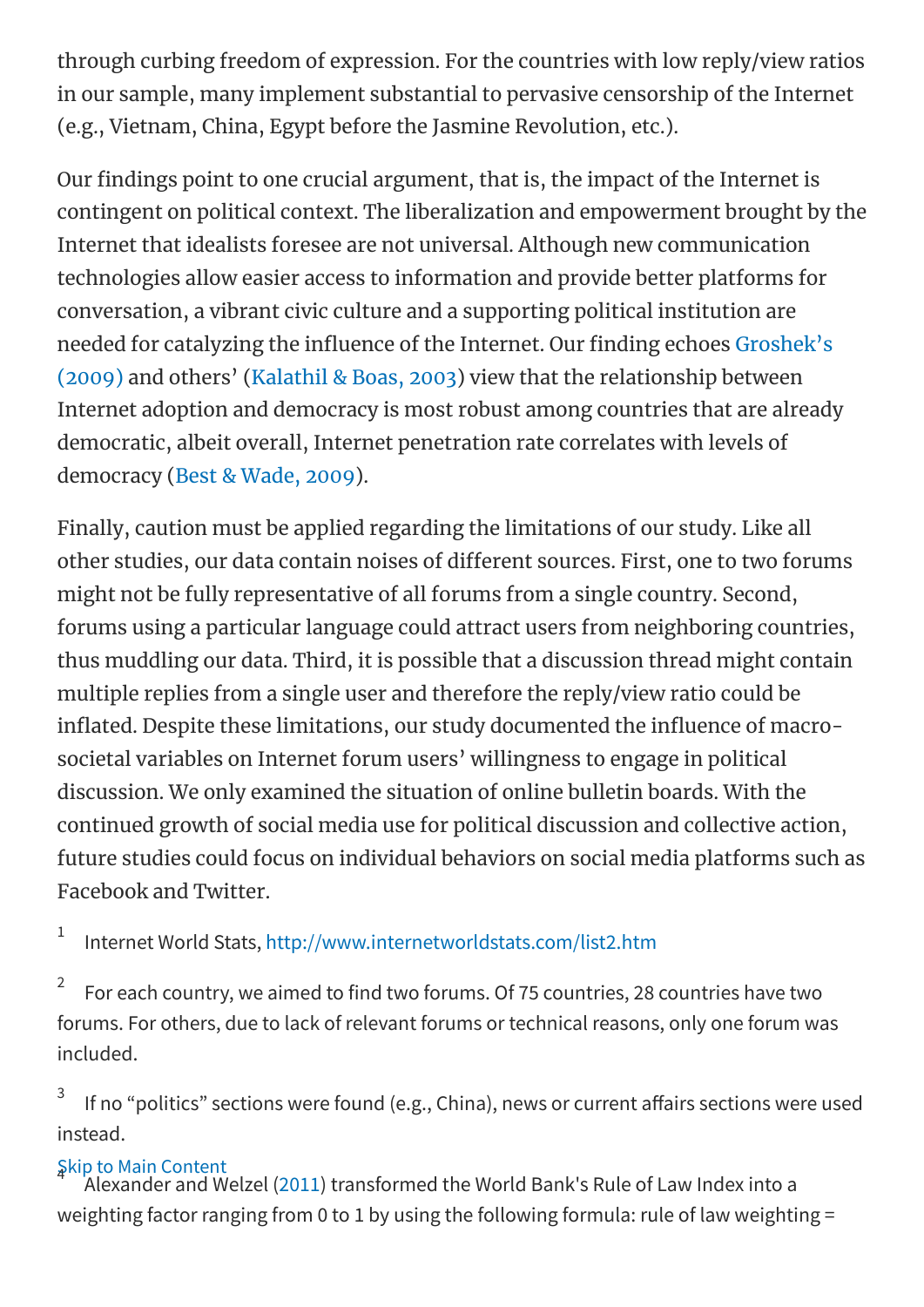through curbing freedom of expression. For the countries with low reply/view ratios in our sample, many implement substantial to pervasive censorship of the Internet (e.g., Vietnam, China, Egypt before the Jasmine Revolution, etc.).

Our findings point to one crucial argument, that is, the impact of the Internet is contingent on political context. The liberalization and empowerment brought by the Internet that idealists foresee are not universal. Although new communication technologies allow easier access to information and provide better platforms for conversation, a vibrant civic culture and a supporting political institution are needed for catalyzing the influence of the Internet. Our finding echoes Groshek's (2009) and others' (Kalathil & Boas, 2003) view that the relationship between Internet adoption and democracy is most robust among countries that are already democratic, albeit overall, Internet penetration rate correlates with levels of democracy (Best & Wade, 2009).

Finally, caution must be applied regarding the limitations of our study. Like all other studies, our data contain noises of different sources. First, one to two forums might not be fully representative of all forums from a single country. Second, forums using a particular language could attract users from neighboring countries, thus muddling our data. Third, it is possible that a discussion thread might contain multiple replies from a single user and therefore the reply/view ratio could be inflated. Despite these limitations, our study documented the influence of macro-societal variables on Internet forum users' willingness to engage in political discussion. We only examined the situation of online bulletin boards. With the continued growth of social media use for political discussion and collective action, future studies could focus on individual behaviors on social media platforms such as Facebook and Twitter.

[1] Internet World Stats, http://www.internetworldstats.com/list2.htm

[2] For each country, we aimed to find two forums. Of 75 countries, 28 countries have two forums. For others, due to lack of relevant forums or technical reasons, only one forum was included.

[3] If no "politics" sections were found (e.g., China), news or current affairs sections were used instead.

[4] Alexander and Welzel (2011) transformed the World Bank's Rule of Law Index into a weighting factor ranging from 0 to 1 by using the following formula: rule of law weighting =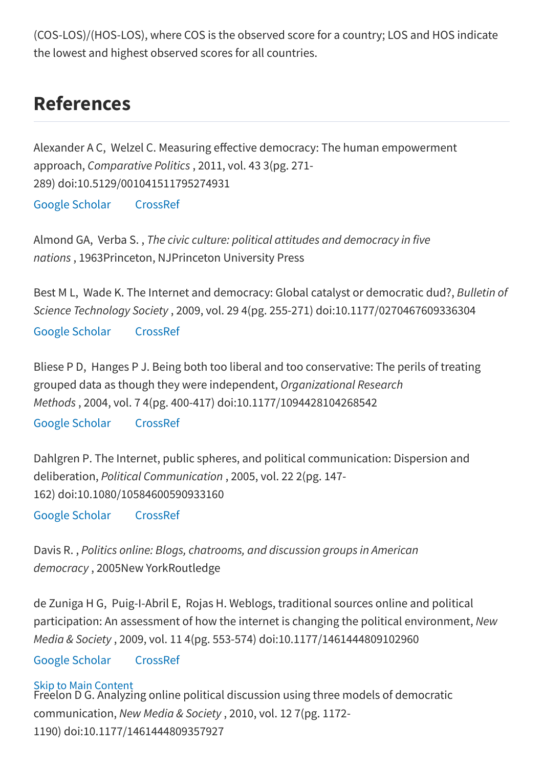(COS-LOS)/(HOS-LOS), where COS is the observed score for a country; LOS and HOS indicate the lowest and highest observed scores for all countries.

## References

Alexander A C, Welzel C. Measuring effective democracy: The human empowerment approach, *Comparative Politics* , 2011, vol. 43 3(pg. 271-289) doi:10.5129/001041511795274931

Google Scholar CrossRef

Almond GA, Verba S. , *The civic culture: political attitudes and democracy in five nations* , 1963Princeton, NJPrinceton University Press

Best M L, Wade K. The Internet and democracy: Global catalyst or democratic dud?, *Bulletin of Science Technology Society* , 2009, vol. 29 4(pg. 255-271) doi:10.1177/0270467609336304

Google Scholar CrossRef

Bliese P D, Hanges P J. Being both too liberal and too conservative: The perils of treating grouped data as though they were independent, *Organizational Research Methods* , 2004, vol. 7 4(pg. 400-417) doi:10.1177/1094428104268542

Google Scholar CrossRef

Dahlgren P. The Internet, public spheres, and political communication: Dispersion and deliberation, *Political Communication* , 2005, vol. 22 2(pg. 147-162) doi:10.1080/10584600590933160

Google Scholar CrossRef

Davis R. , *Politics online: Blogs, chatrooms, and discussion groups in American democracy* , 2005New YorkRoutledge

de Zuniga H G, Puig-I-Abril E, Rojas H. Weblogs, traditional sources online and political participation: An assessment of how the internet is changing the political environment, *New Media & Society* , 2009, vol. 11 4(pg. 553-574) doi:10.1177/1461444809102960

Google Scholar CrossRef

Freelon D G. Analyzing online political discussion using three models of democratic communication, *New Media & Society* , 2010, vol. 12 7(pg. 1172-1190) doi:10.1177/1461444809357927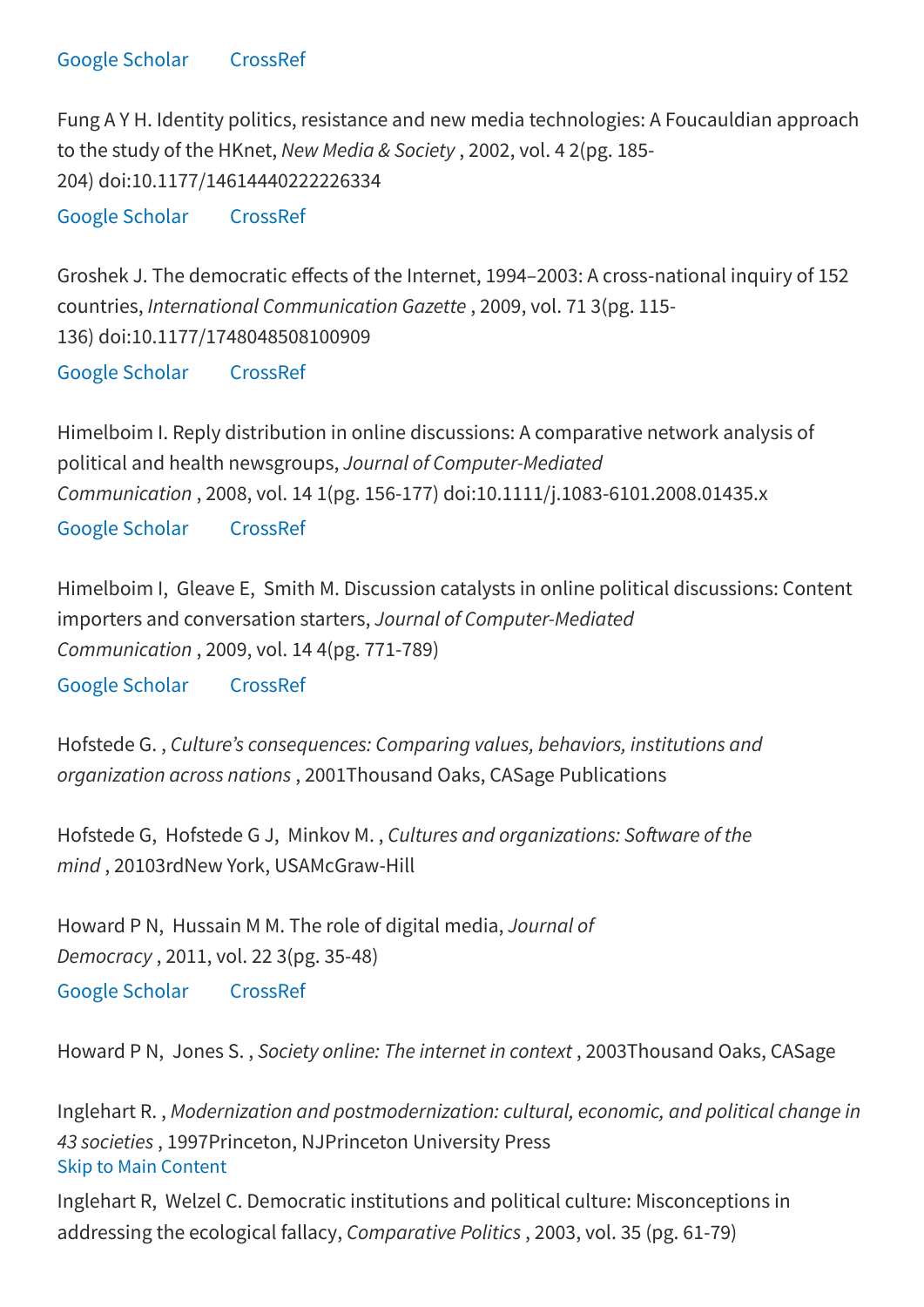Google Scholar CrossRef

Fung A Y H. Identity politics, resistance and new media technologies: A Foucauldian approach to the study of the HKnet, *New Media & Society* , 2002, vol. 4 2(pg. 185-204) doi:10.1177/14614440222226334

Google Scholar CrossRef

Groshek J. The democratic effects of the Internet, 1994–2003: A cross-national inquiry of 152 countries, *International Communication Gazette* , 2009, vol. 71 3(pg. 115-136) doi:10.1177/1748048508100909

Google Scholar CrossRef

Himelboim I. Reply distribution in online discussions: A comparative network analysis of political and health newsgroups, *Journal of Computer-Mediated Communication* , 2008, vol. 14 1(pg. 156-177) doi:10.1111/j.1083-6101.2008.01435.x

Google Scholar CrossRef

Himelboim I, Gleave E, Smith M. Discussion catalysts in online political discussions: Content importers and conversation starters, *Journal of Computer-Mediated Communication* , 2009, vol. 14 4(pg. 771-789)

Google Scholar CrossRef

Hofstede G. , *Culture's consequences: Comparing values, behaviors, institutions and organization across nations* , 2001Thousand Oaks, CASage Publications

Hofstede G, Hofstede G J, Minkov M. , *Cultures and organizations: Software of the mind* , 20103rdNew York, USAMcGraw-Hill

Howard P N, Hussain M M. The role of digital media, *Journal of Democracy* , 2011, vol. 22 3(pg. 35-48)

Google Scholar CrossRef

Howard P N, Jones S. , *Society online: The internet in context* , 2003Thousand Oaks, CASage

Inglehart R. , *Modernization and postmodernization: cultural, economic, and political change in 43 societies* , 1997Princeton, NJPrinceton University Press

Skip to Main Content

Inglehart R, Welzel C. Democratic institutions and political culture: Misconceptions in addressing the ecological fallacy, *Comparative Politics* , 2003, vol. 35 (pg. 61-79)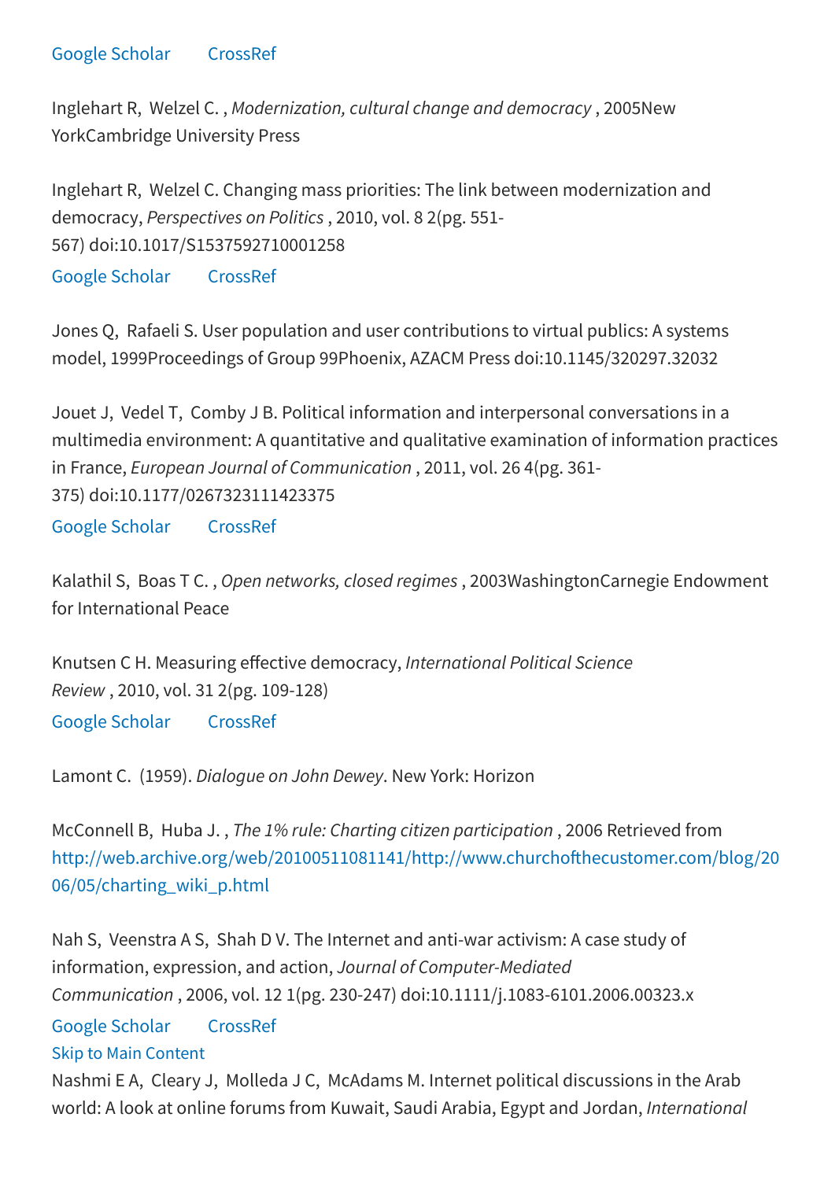Google Scholar CrossRef

Inglehart R, Welzel C. , *Modernization, cultural change and democracy* , 2005New YorkCambridge University Press

Inglehart R, Welzel C. Changing mass priorities: The link between modernization and democracy, *Perspectives on Politics* , 2010, vol. 8 2(pg. 551-567) doi:10.1017/S1537592710001258

Google Scholar CrossRef

Jones Q, Rafaeli S. User population and user contributions to virtual publics: A systems model, 1999Proceedings of Group 99Phoenix, AZACM Press doi:10.1145/320297.32032

Jouet J, Vedel T, Comby J B. Political information and interpersonal conversations in a multimedia environment: A quantitative and qualitative examination of information practices in France, *European Journal of Communication* , 2011, vol. 26 4(pg. 361-375) doi:10.1177/0267323111423375

Google Scholar CrossRef

Kalathil S, Boas T C. , *Open networks, closed regimes* , 2003WashingtonCarnegie Endowment for International Peace

Knutsen C H. Measuring effective democracy, *International Political Science Review* , 2010, vol. 31 2(pg. 109-128)

Google Scholar CrossRef

Lamont C. (1959). *Dialogue on John Dewey*. New York: Horizon

McConnell B, Huba J. , *The 1% rule: Charting citizen participation* , 2006 Retrieved from http://web.archive.org/web/20100511081141/http://www.churchofthecustomer.com/blog/2006/05/charting_wiki_p.html

Nah S, Veenstra A S, Shah D V. The Internet and anti-war activism: A case study of information, expression, and action, *Journal of Computer-Mediated Communication* , 2006, vol. 12 1(pg. 230-247) doi:10.1111/j.1083-6101.2006.00323.x

Google Scholar CrossRef

Skip to Main Content

Nashmi E A, Cleary J, Molleda J C, McAdams M. Internet political discussions in the Arab world: A look at online forums from Kuwait, Saudi Arabia, Egypt and Jordan, *International*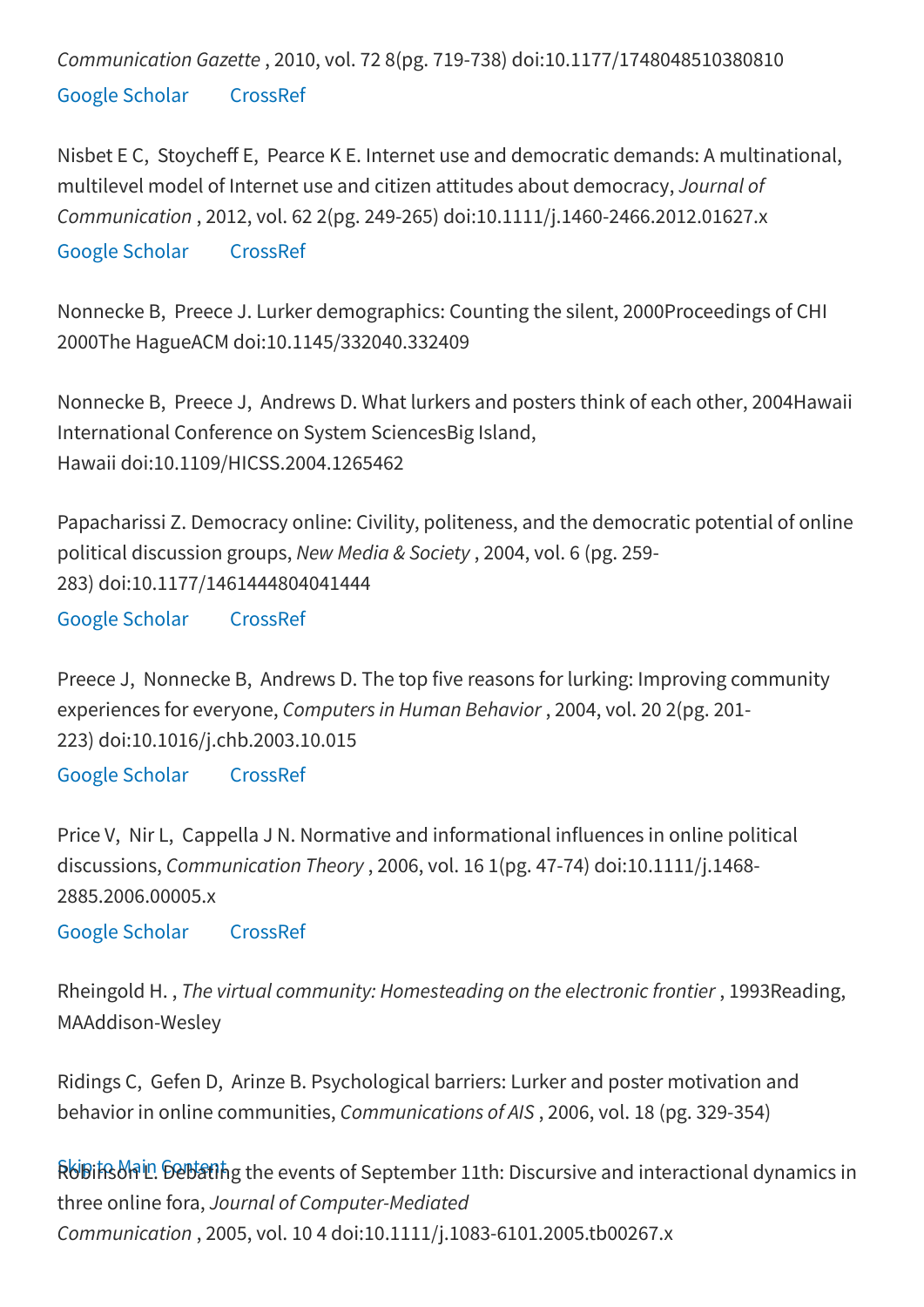*Communication Gazette* , 2010, vol. 72 8(pg. 719-738) doi:10.1177/1748048510380810

Google Scholar CrossRef

Nisbet E C, Stoycheff E, Pearce K E. Internet use and democratic demands: A multinational, multilevel model of Internet use and citizen attitudes about democracy, *Journal of Communication* , 2012, vol. 62 2(pg. 249-265) doi:10.1111/j.1460-2466.2012.01627.x

Google Scholar CrossRef

Nonnecke B, Preece J. Lurker demographics: Counting the silent, 2000Proceedings of CHI 2000The HagueACM doi:10.1145/332040.332409

Nonnecke B, Preece J, Andrews D. What lurkers and posters think of each other, 2004Hawaii International Conference on System SciencesBig Island, Hawaii doi:10.1109/HICSS.2004.1265462

Papacharissi Z. Democracy online: Civility, politeness, and the democratic potential of online political discussion groups, *New Media & Society* , 2004, vol. 6 (pg. 259-283) doi:10.1177/1461444804041444

Google Scholar CrossRef

Preece J, Nonnecke B, Andrews D. The top five reasons for lurking: Improving community experiences for everyone, *Computers in Human Behavior* , 2004, vol. 20 2(pg. 201-223) doi:10.1016/j.chb.2003.10.015

Google Scholar CrossRef

Price V, Nir L, Cappella J N. Normative and informational influences in online political discussions, *Communication Theory* , 2006, vol. 16 1(pg. 47-74) doi:10.1111/j.1468-2885.2006.00005.x

Google Scholar CrossRef

Rheingold H. , *The virtual community: Homesteading on the electronic frontier* , 1993Reading, MAAddison-Wesley

Ridings C, Gefen D, Arinze B. Psychological barriers: Lurker and poster motivation and behavior in online communities, *Communications of AIS* , 2006, vol. 18 (pg. 329-354)

Robinson L. Debating the events of September 11th: Discursive and interactional dynamics in three online fora, *Journal of Computer-Mediated Communication* , 2005, vol. 10 4 doi:10.1111/j.1083-6101.2005.tb00267.x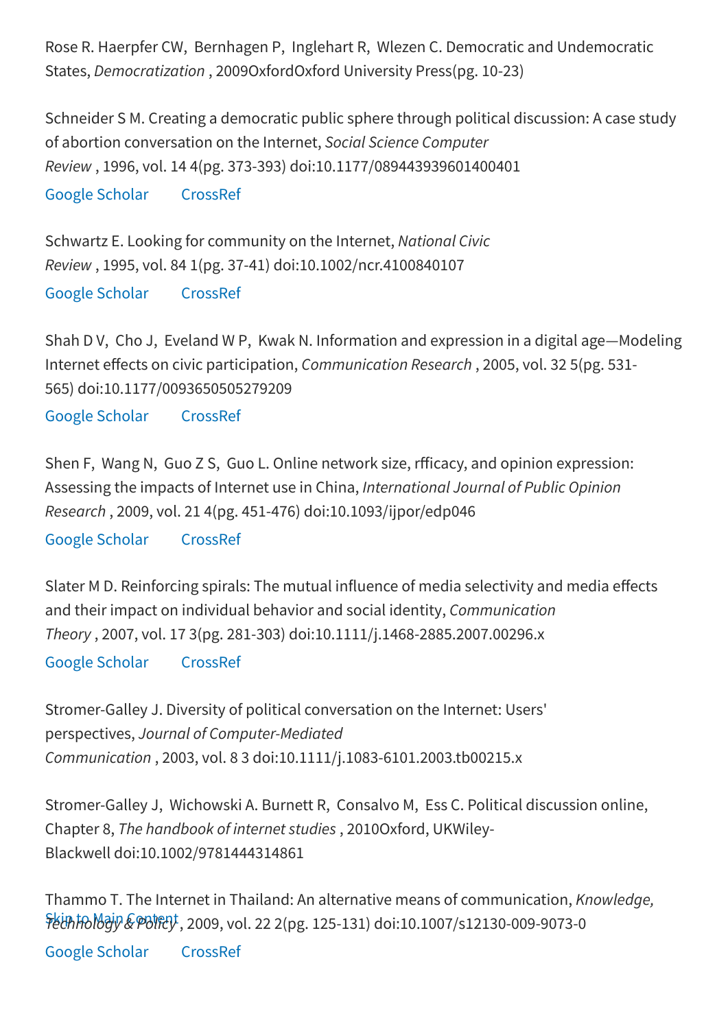Rose R. Haerpfer CW, Bernhagen P, Inglehart R, Wlezen C. Democratic and Undemocratic States, *Democratization* , 2009OxfordOxford University Press(pg. 10-23)

Schneider S M. Creating a democratic public sphere through political discussion: A case study of abortion conversation on the Internet, *Social Science Computer Review* , 1996, vol. 14 4(pg. 373-393) doi:10.1177/089443939601400401

Google Scholar CrossRef

Schwartz E. Looking for community on the Internet, *National Civic Review* , 1995, vol. 84 1(pg. 37-41) doi:10.1002/ncr.4100840107

Google Scholar CrossRef

Shah D V, Cho J, Eveland W P, Kwak N. Information and expression in a digital age—Modeling Internet effects on civic participation, *Communication Research* , 2005, vol. 32 5(pg. 531-565) doi:10.1177/0093650505279209

Google Scholar CrossRef

Shen F, Wang N, Guo Z S, Guo L. Online network size, rfficacy, and opinion expression: Assessing the impacts of Internet use in China, *International Journal of Public Opinion Research* , 2009, vol. 21 4(pg. 451-476) doi:10.1093/ijpor/edp046

Google Scholar CrossRef

Slater M D. Reinforcing spirals: The mutual influence of media selectivity and media effects and their impact on individual behavior and social identity, *Communication Theory* , 2007, vol. 17 3(pg. 281-303) doi:10.1111/j.1468-2885.2007.00296.x

Google Scholar CrossRef

Stromer-Galley J. Diversity of political conversation on the Internet: Users' perspectives, *Journal of Computer-Mediated Communication* , 2003, vol. 8 3 doi:10.1111/j.1083-6101.2003.tb00215.x

Stromer-Galley J, Wichowski A. Burnett R, Consalvo M, Ess C. Political discussion online, Chapter 8, *The handbook of internet studies* , 2010Oxford, UKWiley-Blackwell doi:10.1002/9781444314861

Thammo T. The Internet in Thailand: An alternative means of communication, *Knowledge, Technology & Policy* , 2009, vol. 22 2(pg. 125-131) doi:10.1007/s12130-009-9073-0

Google Scholar CrossRef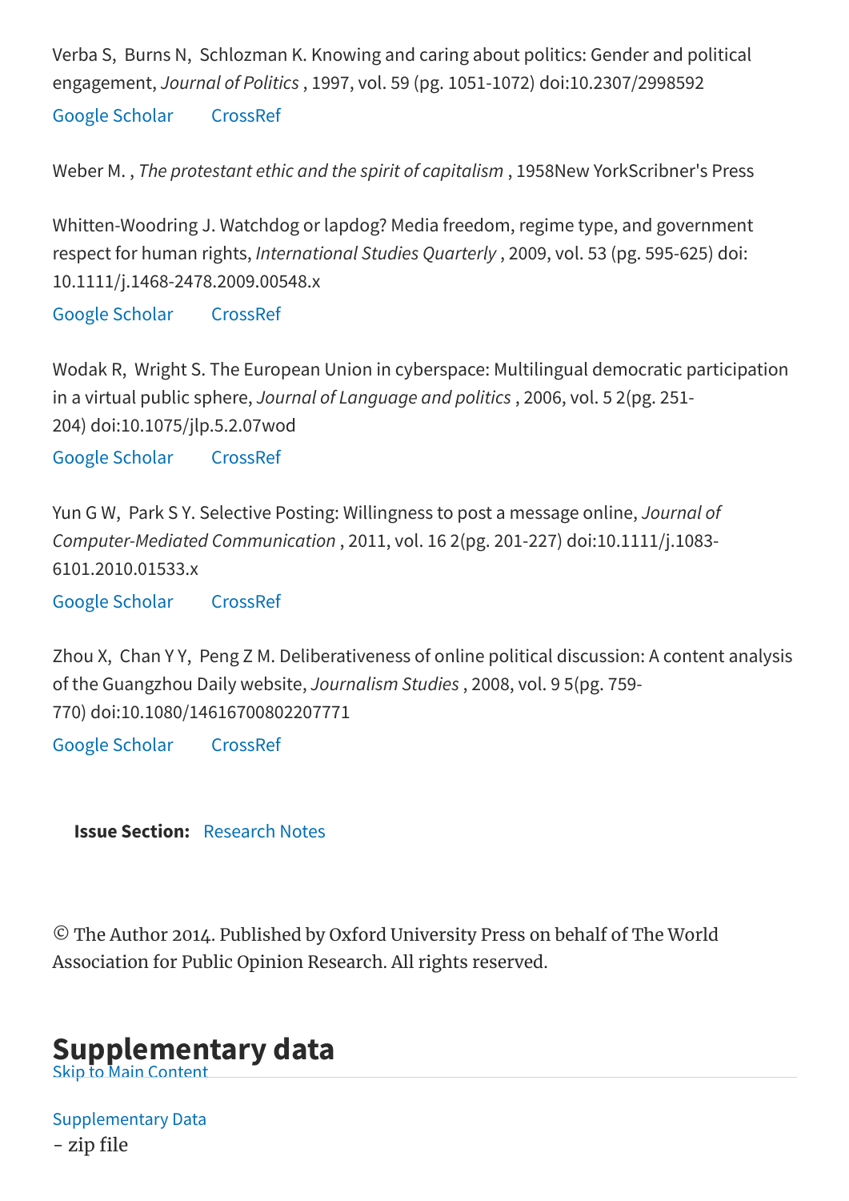Verba S, Burns N, Schlozman K. Knowing and caring about politics: Gender and political engagement, *Journal of Politics* , 1997, vol. 59 (pg. 1051-1072) doi:10.2307/2998592

Google Scholar CrossRef

Weber M. , *The protestant ethic and the spirit of capitalism* , 1958New YorkScribner's Press

Whitten-Woodring J. Watchdog or lapdog? Media freedom, regime type, and government respect for human rights, *International Studies Quarterly* , 2009, vol. 53 (pg. 595-625) doi: 10.1111/j.1468-2478.2009.00548.x

Google Scholar CrossRef

Wodak R, Wright S. The European Union in cyberspace: Multilingual democratic participation in a virtual public sphere, *Journal of Language and politics* , 2006, vol. 5 2(pg. 251-204) doi:10.1075/jlp.5.2.07wod

Google Scholar CrossRef

Yun G W, Park S Y. Selective Posting: Willingness to post a message online, *Journal of Computer-Mediated Communication* , 2011, vol. 16 2(pg. 201-227) doi:10.1111/j.1083-6101.2010.01533.x

Google Scholar CrossRef

Zhou X, Chan Y Y, Peng Z M. Deliberativeness of online political discussion: A content analysis of the Guangzhou Daily website, *Journalism Studies* , 2008, vol. 9 5(pg. 759-770) doi:10.1080/14616700802207771

Google Scholar CrossRef

**Issue Section:** Research Notes

© The Author 2014. Published by Oxford University Press on behalf of The World Association for Public Opinion Research. All rights reserved.

## Supplementary data

Skip to Main Content

Supplementary Data
- zip file